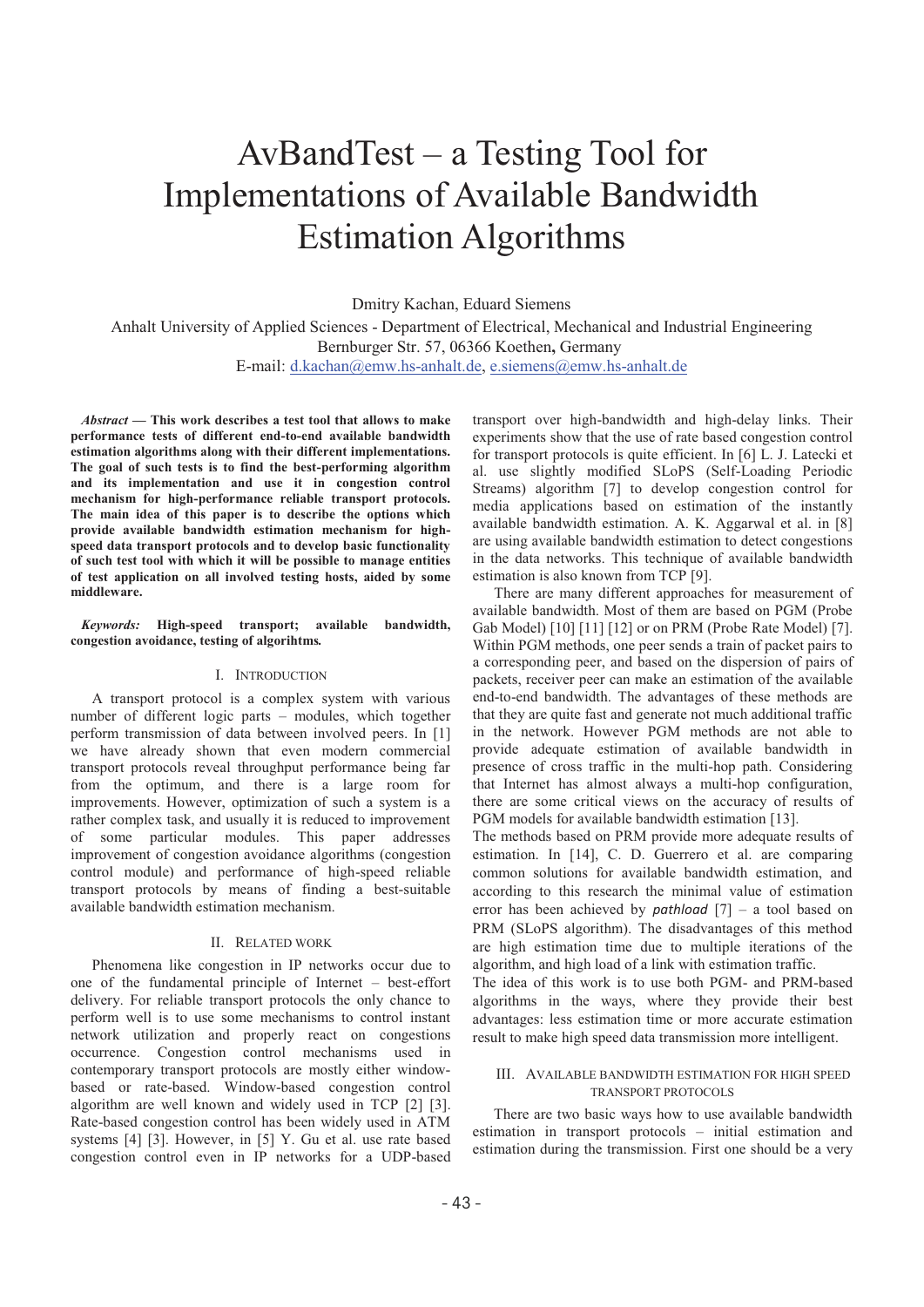# AvBandTest – a Testing Tool for Implementations of Available Bandwidth Estimation Algorithms

Dmitry Kachan, Eduard Siemens

Anhalt University of Applied Sciences - Department of Electrical, Mechanical and Industrial Engineering
Bernburger Str. 57, 06366 Koethen, Germany
E-mail: d.kachan@emw.hs-anhalt.de, e.siemens@emw.hs-anhalt.de

***Abstract* — This work describes a test tool that allows to make performance tests of different end-to-end available bandwidth estimation algorithms along with their different implementations. The goal of such tests is to find the best-performing algorithm and its implementation and use it in congestion control mechanism for high-performance reliable transport protocols. The main idea of this paper is to describe the options which provide available bandwidth estimation mechanism for high-speed data transport protocols and to develop basic functionality of such test tool with which it will be possible to manage entities of test application on all involved testing hosts, aided by some middleware.**

***Keywords:* High-speed transport; available bandwidth, congestion avoidance, testing of algorihtms.**

## I. Introduction

A transport protocol is a complex system with various number of different logic parts – modules, which together perform transmission of data between involved peers. In [1] we have already shown that even modern commercial transport protocols reveal throughput performance being far from the optimum, and there is a large room for improvements. However, optimization of such a system is a rather complex task, and usually it is reduced to improvement of some particular modules. This paper addresses improvement of congestion avoidance algorithms (congestion control module) and performance of high-speed reliable transport protocols by means of finding a best-suitable available bandwidth estimation mechanism.

## II. Related work

Phenomena like congestion in IP networks occur due to one of the fundamental principle of Internet – best-effort delivery. For reliable transport protocols the only chance to perform well is to use some mechanisms to control instant network utilization and properly react on congestions occurrence. Congestion control mechanisms used in contemporary transport protocols are mostly either window-based or rate-based. Window-based congestion control algorithm are well known and widely used in TCP [2] [3]. Rate-based congestion control has been widely used in ATM systems [4] [3]. However, in [5] Y. Gu et al. use rate based congestion control even in IP networks for a UDP-based transport over high-bandwidth and high-delay links. Their experiments show that the use of rate based congestion control for transport protocols is quite efficient. In [6] L. J. Latecki et al. use slightly modified SLoPS (Self-Loading Periodic Streams) algorithm [7] to develop congestion control for media applications based on estimation of the instantly available bandwidth estimation. A. K. Aggarwal et al. in [8] are using available bandwidth estimation to detect congestions in the data networks. This technique of available bandwidth estimation is also known from TCP [9].

There are many different approaches for measurement of available bandwidth. Most of them are based on PGM (Probe Gab Model) [10] [11] [12] or on PRM (Probe Rate Model) [7]. Within PGM methods, one peer sends a train of packet pairs to a corresponding peer, and based on the dispersion of pairs of packets, receiver peer can make an estimation of the available end-to-end bandwidth. The advantages of these methods are that they are quite fast and generate not much additional traffic in the network. However PGM methods are not able to provide adequate estimation of available bandwidth in presence of cross traffic in the multi-hop path. Considering that Internet has almost always a multi-hop configuration, there are some critical views on the accuracy of results of PGM models for available bandwidth estimation [13].

The methods based on PRM provide more adequate results of estimation. In [14], C. D. Guerrero et al. are comparing common solutions for available bandwidth estimation, and according to this research the minimal value of estimation error has been achieved by *pathload* [7] – a tool based on PRM (SLoPS algorithm). The disadvantages of this method are high estimation time due to multiple iterations of the algorithm, and high load of a link with estimation traffic.

The idea of this work is to use both PGM- and PRM-based algorithms in the ways, where they provide their best advantages: less estimation time or more accurate estimation result to make high speed data transmission more intelligent.

## III. Available bandwidth estimation for high speed transport protocols

There are two basic ways how to use available bandwidth estimation in transport protocols – initial estimation and estimation during the transmission. First one should be a very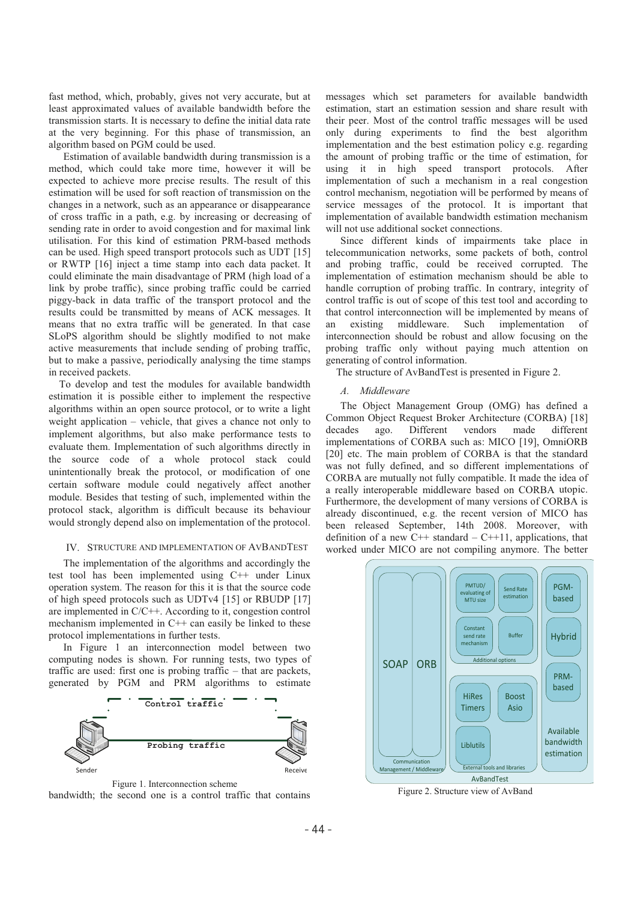fast method, which, probably, gives not very accurate, but at least approximated values of available bandwidth before the transmission starts. It is necessary to define the initial data rate at the very beginning. For this phase of transmission, an algorithm based on PGM could be used.

Estimation of available bandwidth during transmission is a method, which could take more time, however it will be expected to achieve more precise results. The result of this estimation will be used for soft reaction of transmission on the changes in a network, such as an appearance or disappearance of cross traffic in a path, e.g. by increasing or decreasing of sending rate in order to avoid congestion and for maximal link utilisation. For this kind of estimation PRM-based methods can be used. High speed transport protocols such as UDT [15] or RWTP [16] inject a time stamp into each data packet. It could eliminate the main disadvantage of PRM (high load of a link by probe traffic), since probing traffic could be carried piggy-back in data traffic of the transport protocol and the results could be transmitted by means of ACK messages. It means that no extra traffic will be generated. In that case SLoPS algorithm should be slightly modified to not make active measurements that include sending of probing traffic, but to make a passive, periodically analysing the time stamps in received packets.

To develop and test the modules for available bandwidth estimation it is possible either to implement the respective algorithms within an open source protocol, or to write a light weight application – vehicle, that gives a chance not only to implement algorithms, but also make performance tests to evaluate them. Implementation of such algorithms directly in the source code of a whole protocol stack could unintentionally break the protocol, or modification of one certain software module could negatively affect another module. Besides that testing of such, implemented within the protocol stack, algorithm is difficult because its behaviour would strongly depend also on implementation of the protocol.

## IV. Structure and Implementation of AvBandTest

The implementation of the algorithms and accordingly the test tool has been implemented using C++ under Linux operation system. The reason for this it is that the source code of high speed protocols such as UDTv4 [15] or RBUDP [17] are implemented in C/C++. According to it, congestion control mechanism implemented in C++ can easily be linked to these protocol implementations in further tests.

In Figure 1 an interconnection model between two computing nodes is shown. For running tests, two types of traffic are used: first one is probing traffic – that are packets, generated by PGM and PRM algorithms to estimate bandwidth; the second one is a control traffic that contains messages which set parameters for available bandwidth estimation, start an estimation session and share result with their peer. Most of the control traffic messages will be used only during experiments to find the best algorithm implementation and the best estimation policy e.g. regarding the amount of probing traffic or the time of estimation, for using it in high speed transport protocols. After implementation of such a mechanism in a real congestion control mechanism, negotiation will be performed by means of service messages of the protocol. It is important that implementation of available bandwidth estimation mechanism will not use additional socket connections.

Figure 1. Interconnection scheme

Since different kinds of impairments take place in telecommunication networks, some packets of both, control and probing traffic, could be received corrupted. The implementation of estimation mechanism should be able to handle corruption of probing traffic. In contrary, integrity of control traffic is out of scope of this test tool and according to that control interconnection will be implemented by means of an existing middleware. Such implementation of interconnection should be robust and allow focusing on the probing traffic only without paying much attention on generating of control information.

The structure of AvBandTest is presented in Figure 2.

### *A. Middleware*

The Object Management Group (OMG) has defined a Common Object Request Broker Architecture (CORBA) [18] decades ago. Different vendors made different implementations of CORBA such as: MICO [19], OmniORB [20] etc. The main problem of CORBA is that the standard was not fully defined, and so different implementations of CORBA are mutually not fully compatible. It made the idea of a really interoperable middleware based on CORBA utopic. Furthermore, the development of many versions of CORBA is already discontinued, e.g. the recent version of MICO has been released September, 14th 2008. Moreover, with definition of a new C++ standard – C++11, applications, that worked under MICO are not compiling anymore. The better

Figure 2. Structure view of AvBand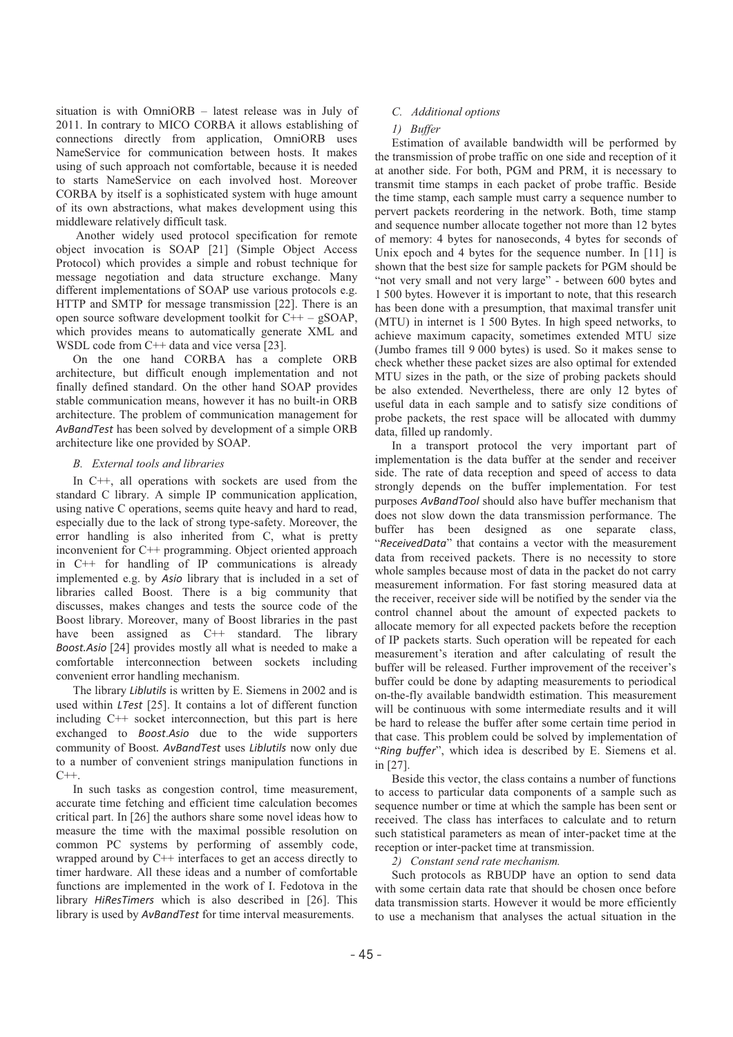situation is with OmniORB – latest release was in July of 2011. In contrary to MICO CORBA it allows establishing of connections directly from application, OmniORB uses NameService for communication between hosts. It makes using of such approach not comfortable, because it is needed to starts NameService on each involved host. Moreover CORBA by itself is a sophisticated system with huge amount of its own abstractions, what makes development using this middleware relatively difficult task.

Another widely used protocol specification for remote object invocation is SOAP [21] (Simple Object Access Protocol) which provides a simple and robust technique for message negotiation and data structure exchange. Many different implementations of SOAP use various protocols e.g. HTTP and SMTP for message transmission [22]. There is an open source software development toolkit for C++ – gSOAP, which provides means to automatically generate XML and WSDL code from C++ data and vice versa [23].

On the one hand CORBA has a complete ORB architecture, but difficult enough implementation and not finally defined standard. On the other hand SOAP provides stable communication means, however it has no built-in ORB architecture. The problem of communication management for *AvBandTest* has been solved by development of a simple ORB architecture like one provided by SOAP.

### B. External tools and libraries

In C++, all operations with sockets are used from the standard C library. A simple IP communication application, using native C operations, seems quite heavy and hard to read, especially due to the lack of strong type-safety. Moreover, the error handling is also inherited from C, what is pretty inconvenient for C++ programming. Object oriented approach in C++ for handling of IP communications is already implemented e.g. by *Asio* library that is included in a set of libraries called Boost. There is a big community that discusses, makes changes and tests the source code of the Boost library. Moreover, many of Boost libraries in the past have been assigned as C++ standard. The library *Boost.Asio* [24] provides mostly all what is needed to make a comfortable interconnection between sockets including convenient error handling mechanism.

The library *Liblutils* is written by E. Siemens in 2002 and is used within *LTest* [25]. It contains a lot of different function including C++ socket interconnection, but this part is here exchanged to *Boost.Asio* due to the wide supporters community of Boost*. AvBandTest* uses *Liblutils* now only due to a number of convenient strings manipulation functions in C++.

In such tasks as congestion control, time measurement, accurate time fetching and efficient time calculation becomes critical part. In [26] the authors share some novel ideas how to measure the time with the maximal possible resolution on common PC systems by performing of assembly code, wrapped around by C++ interfaces to get an access directly to timer hardware. All these ideas and a number of comfortable functions are implemented in the work of I. Fedotova in the library *HiResTimers* which is also described in [26]. This library is used by *AvBandTest* for time interval measurements.

### C. Additional options

#### 1) Buffer

Estimation of available bandwidth will be performed by the transmission of probe traffic on one side and reception of it at another side. For both, PGM and PRM, it is necessary to transmit time stamps in each packet of probe traffic. Beside the time stamp, each sample must carry a sequence number to pervert packets reordering in the network. Both, time stamp and sequence number allocate together not more than 12 bytes of memory: 4 bytes for nanoseconds, 4 bytes for seconds of Unix epoch and 4 bytes for the sequence number. In [11] is shown that the best size for sample packets for PGM should be "not very small and not very large" - between 600 bytes and 1 500 bytes. However it is important to note, that this research has been done with a presumption, that maximal transfer unit (MTU) in internet is 1 500 Bytes. In high speed networks, to achieve maximum capacity, sometimes extended MTU size (Jumbo frames till 9 000 bytes) is used. So it makes sense to check whether these packet sizes are also optimal for extended MTU sizes in the path, or the size of probing packets should be also extended. Nevertheless, there are only 12 bytes of useful data in each sample and to satisfy size conditions of probe packets, the rest space will be allocated with dummy data, filled up randomly.

In a transport protocol the very important part of implementation is the data buffer at the sender and receiver side. The rate of data reception and speed of access to data strongly depends on the buffer implementation. For test purposes *AvBandTool* should also have buffer mechanism that does not slow down the data transmission performance. The buffer has been designed as one separate class, "*ReceivedData*" that contains a vector with the measurement data from received packets. There is no necessity to store whole samples because most of data in the packet do not carry measurement information. For fast storing measured data at the receiver, receiver side will be notified by the sender via the control channel about the amount of expected packets to allocate memory for all expected packets before the reception of IP packets starts. Such operation will be repeated for each measurement's iteration and after calculating of result the buffer will be released. Further improvement of the receiver's buffer could be done by adapting measurements to periodical on-the-fly available bandwidth estimation. This measurement will be continuous with some intermediate results and it will be hard to release the buffer after some certain time period in that case. This problem could be solved by implementation of "*Ring buffer*", which idea is described by E. Siemens et al. in [27].

Beside this vector, the class contains a number of functions to access to particular data components of a sample such as sequence number or time at which the sample has been sent or received. The class has interfaces to calculate and to return such statistical parameters as mean of inter-packet time at the reception or inter-packet time at transmission.

#### 2) Constant send rate mechanism.

Such protocols as RBUDP have an option to send data with some certain data rate that should be chosen once before data transmission starts. However it would be more efficiently to use a mechanism that analyses the actual situation in the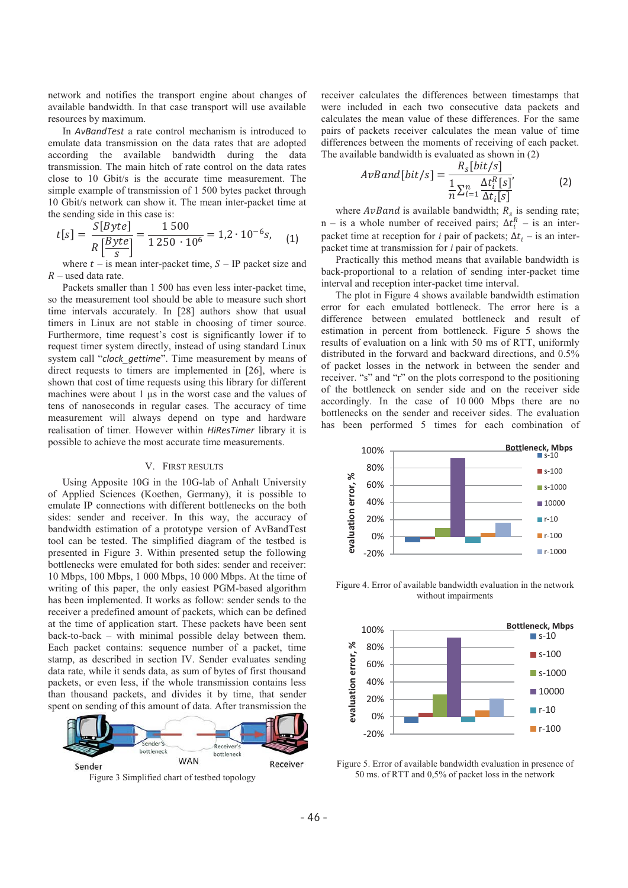network and notifies the transport engine about changes of available bandwidth. In that case transport will use available resources by maximum.

In *AvBandTest* a rate control mechanism is introduced to emulate data transmission on the data rates that are adopted according the available bandwidth during the data transmission. The main hitch of rate control on the data rates close to 10 Gbit/s is the accurate time measurement. The simple example of transmission of 1 500 bytes packet through 10 Gbit/s network can show it. The mean inter-packet time at the sending side in this case is:

$$t[s] = \frac{S[Byte]}{R\left[\frac{Byte}{s}\right]} = \frac{1\,500}{1\,250 \cdot 10^6} = 1{,}2 \cdot 10^{-6} s, \quad (1)$$

where $t$ – is mean inter-packet time, $S$ – IP packet size and $R$ – used data rate.

Packets smaller than 1 500 has even less inter-packet time, so the measurement tool should be able to measure such short time intervals accurately. In [28] authors show that usual timers in Linux are not stable in choosing of timer source. Furthermore, time request's cost is significantly lower if to request timer system directly, instead of using standard Linux system call "*clock_gettime*". Time measurement by means of direct requests to timers are implemented in [26], where is shown that cost of time requests using this library for different machines were about 1 µs in the worst case and the values of tens of nanoseconds in regular cases. The accuracy of time measurement will always depend on type and hardware realisation of timer. However within *HiResTimer* library it is possible to achieve the most accurate time measurements.

## V. First Results

Using Apposite 10G in the 10G-lab of Anhalt University of Applied Sciences (Koethen, Germany), it is possible to emulate IP connections with different bottlenecks on the both sides: sender and receiver. In this way, the accuracy of bandwidth estimation of a prototype version of AvBandTest tool can be tested. The simplified diagram of the testbed is presented in Figure 3. Within presented setup the following bottlenecks were emulated for both sides: sender and receiver: 10 Mbps, 100 Mbps, 1 000 Mbps, 10 000 Mbps. At the time of writing of this paper, the only easiest PGM-based algorithm has been implemented. It works as follow: sender sends to the receiver a predefined amount of packets, which can be defined at the time of application start. These packets have been sent back-to-back – with minimal possible delay between them. Each packet contains: sequence number of a packet, time stamp, as described in section IV. Sender evaluates sending data rate, while it sends data, as sum of bytes of first thousand packets, or even less, if the whole transmission contains less than thousand packets, and divides it by time, that sender spent on sending of this amount of data. After transmission the

Figure 3 Simplified chart of testbed topology

receiver calculates the differences between timestamps that were included in each two consecutive data packets and calculates the mean value of these differences. For the same pairs of packets receiver calculates the mean value of time differences between the moments of receiving of each packet. The available bandwidth is evaluated as shown in (2)

$$AvBand[bit/s] = \frac{R_s[bit/s]}{\frac{1}{n}\sum_{i=1}^{n} \frac{\Delta t_i^R[s]}{\Delta t_i[s]}}, \quad (2)$$

where $AvBand$ is available bandwidth; $R_s$ is sending rate; n – is a whole number of received pairs; $\Delta t_i^R$ – is an inter-packet time at reception for $i$ pair of packets; $\Delta t_i$ – is an inter-packet time at transmission for $i$ pair for packets.

Practically this method means that available bandwidth is back-proportional to a relation of sending inter-packet time interval and reception inter-packet time interval.

The plot in Figure 4 shows available bandwidth estimation error for each emulated bottleneck. The error here is a difference between emulated bottleneck and result of estimation in percent from bottleneck. Figure 5 shows the results of evaluation on a link with 50 ms of RTT, uniformly distributed in the forward and backward directions, and 0.5% of packet losses in the network in between the sender and receiver. "s" and "r" on the plots correspond to the positioning of the bottleneck on sender side and on the receiver side accordingly. In the case of 10 000 Mbps there are no bottlenecks on the sender and receiver sides. The evaluation has been performed 5 times for each combination of

Figure 4. Error of available bandwidth evaluation in the network without impairments

Figure 5. Error of available bandwidth evaluation in presence of 50 ms. of RTT and 0,5% of packet loss in the network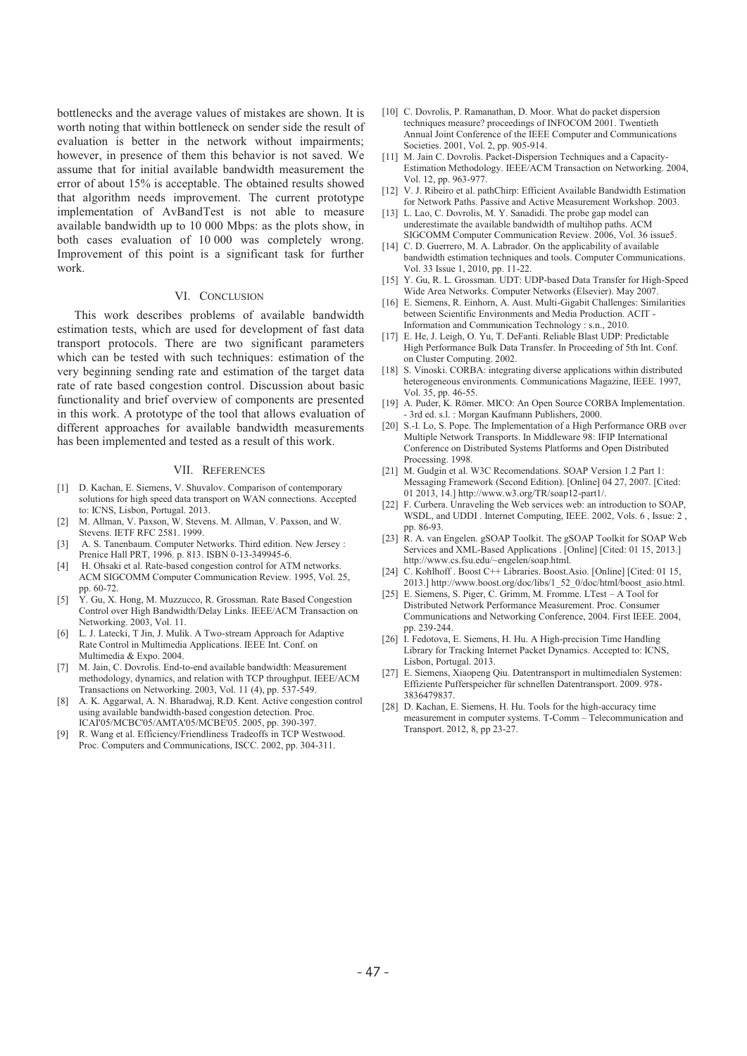bottlenecks and the average values of mistakes are shown. It is worth noting that within bottleneck on sender side the result of evaluation is better in the network without impairments; however, in presence of them this behavior is not saved. We assume that for initial available bandwidth measurement the error of about 15% is acceptable. The obtained results showed that algorithm needs improvement. The current prototype implementation of AvBandTest is not able to measure available bandwidth up to 10 000 Mbps: as the plots show, in both cases evaluation of 10 000 was completely wrong. Improvement of this point is a significant task for further work.

## VI. Conclusion

This work describes problems of available bandwidth estimation tests, which are used for development of fast data transport protocols. There are two significant parameters which can be tested with such techniques: estimation of the very beginning sending rate and estimation of the target data rate of rate based congestion control. Discussion about basic functionality and brief overview of components are presented in this work. A prototype of the tool that allows evaluation of different approaches for available bandwidth measurements has been implemented and tested as a result of this work.

## VII. References

[1] D. Kachan, E. Siemens, V. Shuvalov. Comparison of contemporary solutions for high speed data transport on WAN connections. Accepted to: ICNS, Lisbon, Portugal. 2013.

[2] M. Allman, V. Paxson, W. Stevens. M. Allman, V. Paxson, and W. Stevens. IETF RFC 2581. 1999.

[3] A. S. Tanenbaum. Computer Networks. Third edition. New Jersey : Prenice Hall PRT, 1996. p. 813. ISBN 0-13-349945-6.

[4] H. Ohsaki et al. Rate-based congestion control for ATM networks. ACM SIGCOMM Computer Communication Review. 1995, Vol. 25, pp. 60-72.

[5] Y. Gu, X. Hong, M. Muzzucco, R. Grossman. Rate Based Congestion Control over High Bandwidth/Delay Links. IEEE/ACM Transaction on Networking. 2003, Vol. 11.

[6] L. J. Latecki, T Jin, J. Mulik. A Two-stream Approach for Adaptive Rate Control in Multimedia Applications. IEEE Int. Conf. on Multimedia & Expo. 2004.

[7] M. Jain, C. Dovrolis. End-to-end available bandwidth: Measurement methodology, dynamics, and relation with TCP throughput. IEEE/ACM Transactions on Networking. 2003, Vol. 11 (4), pp. 537-549.

[8] A. K. Aggarwal, A. N. Bharadwaj, R.D. Kent. Active congestion control using available bandwidth-based congestion detection. Proc. ICAI'05/MCBC'05/AMTA'05/MCBE'05. 2005, pp. 390-397.

[9] R. Wang et al. Efficiency/Friendliness Tradeoffs in TCP Westwood. Proc. Computers and Communications, ISCC. 2002, pp. 304-311.

[10] C. Dovrolis, P. Ramanathan, D. Moor. What do packet dispersion techniques measure? proceedings of INFOCOM 2001. Twentieth Annual Joint Conference of the IEEE Computer and Communications Societies. 2001, Vol. 2, pp. 905-914.

[11] M. Jain C. Dovrolis. Packet-Dispersion Techniques and a Capacity-Estimation Methodology. IEEE/ACM Transaction on Networking. 2004, Vol. 12, pp. 963-977.

[12] V. J. Ribeiro et al. pathChirp: Efficient Available Bandwidth Estimation for Network Paths. Passive and Active Measurement Workshop. 2003.

[13] L. Lao, C. Dovrolis, M. Y. Sanadidi. The probe gap model can underestimate the available bandwidth of multihop paths. ACM SIGCOMM Computer Communication Review. 2006, Vol. 36 issue5.

[14] C. D. Guerrero, M. A. Labrador. On the applicability of available bandwidth estimation techniques and tools. Computer Communications. Vol. 33 Issue 1, 2010, pp. 11-22.

[15] Y. Gu, R. L. Grossman. UDT: UDP-based Data Transfer for High-Speed Wide Area Networks. Computer Networks (Elsevier). May 2007.

[16] E. Siemens, R. Einhorn, A. Aust. Multi-Gigabit Challenges: Similarities between Scientific Environments and Media Production. ACIT - Information and Communication Technology : s.n., 2010.

[17] E. He, J. Leigh, O. Yu, T. DeFanti. Reliable Blast UDP: Predictable High Performance Bulk Data Transfer. In Proceeding of 5th Int. Conf. on Cluster Computing. 2002.

[18] S. Vinoski. CORBA: integrating diverse applications within distributed heterogeneous environments. Communications Magazine, IEEE. 1997, Vol. 35, pp. 46-55.

[19] A. Puder, K. Römer. MICO: An Open Source CORBA Implementation. - 3rd ed. s.l. : Morgan Kaufmann Publishers, 2000.

[20] S.-I. Lo, S. Pope. The Implementation of a High Performance ORB over Multiple Network Transports. In Middleware 98: IFIP International Conference on Distributed Systems Platforms and Open Distributed Processing. 1998.

[21] M. Gudgin et al. W3C Recomendations. SOAP Version 1.2 Part 1: Messaging Framework (Second Edition). [Online] 04 27, 2007. [Cited: 01 2013, 14.] http://www.w3.org/TR/soap12-part1/.

[22] F. Curbera. Unraveling the Web services web: an introduction to SOAP, WSDL, and UDDI . Internet Computing, IEEE. 2002, Vols. 6 , Issue: 2 , pp. 86-93.

[23] R. A. van Engelen. gSOAP Toolkit. The gSOAP Toolkit for SOAP Web Services and XML-Based Applications . [Online] [Cited: 01 15, 2013.] http://www.cs.fsu.edu/~engelen/soap.html.

[24] C. Kohlhoff . Boost C++ Libraries. Boost.Asio. [Online] [Cited: 01 15, 2013.] http://www.boost.org/doc/libs/1_52_0/doc/html/boost_asio.html.

[25] E. Siemens, S. Piger, C. Grimm, M. Fromme. LTest – A Tool for Distributed Network Performance Measurement. Proc. Consumer Communications and Networking Conference, 2004. First IEEE. 2004, pp. 239-244.

[26] I. Fedotova, E. Siemens, H. Hu. A High-precision Time Handling Library for Tracking Internet Packet Dynamics. Accepted to: ICNS, Lisbon, Portugal. 2013.

[27] E. Siemens, Xiaopeng Qiu. Datentransport in multimedialen Systemen: Effiziente Pufferspeicher für schnellen Datentransport. 2009. 978-3836479837.

[28] D. Kachan, E. Siemens, H. Hu. Tools for the high-accuracy time measurement in computer systems. T-Comm – Telecommunication and Transport. 2012, 8, pp 23-27.